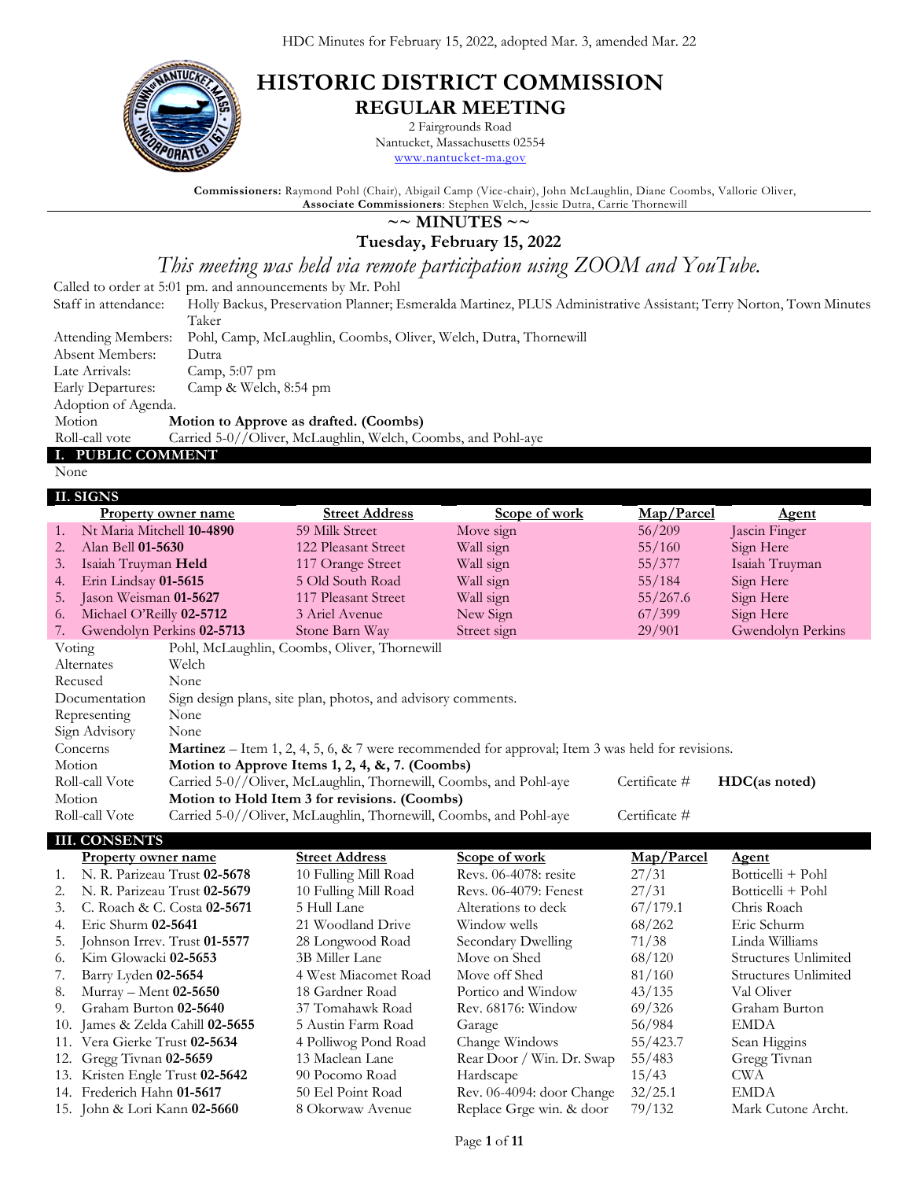HDC Minutes for February 15, 2022, adopted Mar. 3, amended Mar. 22

# HISTORIC DISTRICT COMMISSION
## REGULAR MEETING

2 Fairgrounds Road
Nantucket, Massachusetts 02554
www.nantucket-ma.gov

**Commissioners:** Raymond Pohl (Chair), Abigail Camp (Vice-chair), John McLaughlin, Diane Coombs, Vallorie Oliver,
**Associate Commissioners**: Stephen Welch, Jessie Dutra, Carrie Thornewill

## ~~ MINUTES ~~
## Tuesday, February 15, 2022

*This meeting was held via remote participation using ZOOM and YouTube.*

Called to order at 5:01 pm. and announcements by Mr. Pohl

| | |
|---|---|
| Staff in attendance: | Holly Backus, Preservation Planner; Esmeralda Martinez, PLUS Administrative Assistant; Terry Norton, Town Minutes Taker |
| Attending Members: | Pohl, Camp, McLaughlin, Coombs, Oliver, Welch, Dutra, Thornewill |
| Absent Members: | Dutra |
| Late Arrivals: | Camp, 5:07 pm |
| Early Departures: | Camp & Welch, 8:54 pm |

Adoption of Agenda.

| | |
|---|---|
| Motion | **Motion to Approve as drafted. (Coombs)** |
| Roll-call vote | Carried 5-0//Oliver, McLaughlin, Welch, Coombs, and Pohl-aye |

## I. PUBLIC COMMENT

None

## II. SIGNS

| | Property owner name | Street Address | Scope of work | Map/Parcel | Agent |
|---|---|---|---|---|---|
| 1. | Nt Maria Mitchell **10-4890** | 59 Milk Street | Move sign | 56/209 | Jascin Finger |
| 2. | Alan Bell **01-5630** | 122 Pleasant Street | Wall sign | 55/160 | Sign Here |
| 3. | Isaiah Truyman **Held** | 117 Orange Street | Wall sign | 55/377 | Isaiah Truyman |
| 4. | Erin Lindsay **01-5615** | 5 Old South Road | Wall sign | 55/184 | Sign Here |
| 5. | Jason Weisman **01-5627** | 117 Pleasant Street | Wall sign | 55/267.6 | Sign Here |
| 6. | Michael O'Reilly **02-5712** | 3 Ariel Avenue | New Sign | 67/399 | Sign Here |
| 7. | Gwendolyn Perkins **02-5713** | Stone Barn Way | Street sign | 29/901 | Gwendolyn Perkins |

| | | | |
|---|---|---|---|
| Voting | Pohl, McLaughlin, Coombs, Oliver, Thornewill | | |
| Alternates | Welch | | |
| Recused | None | | |
| Documentation | Sign design plans, site plan, photos, and advisory comments. | | |
| Representing | None | | |
| Sign Advisory | None | | |
| Concerns | **Martinez** – Item 1, 2, 4, 5, 6, & 7 were recommended for approval; Item 3 was held for revisions. | | |
| Motion | **Motion to Approve Items 1, 2, 4, &, 7. (Coombs)** | | |
| Roll-call Vote | Carried 5-0//Oliver, McLaughlin, Thornewill, Coombs, and Pohl-aye | Certificate # | **HDC(as noted)** |
| Motion | **Motion to Hold Item 3 for revisions. (Coombs)** | | |
| Roll-call Vote | Carried 5-0//Oliver, McLaughlin, Thornewill, Coombs, and Pohl-aye | Certificate # | |

## III. CONSENTS

| | Property owner name | Street Address | Scope of work | Map/Parcel | Agent |
|---|---|---|---|---|---|
| 1. | N. R. Parizeau Trust **02-5678** | 10 Fulling Mill Road | Revs. 06-4078: resite | 27/31 | Botticelli + Pohl |
| 2. | N. R. Parizeau Trust **02-5679** | 10 Fulling Mill Road | Revs. 06-4079: Fenest | 27/31 | Botticelli + Pohl |
| 3. | C. Roach & C. Costa **02-5671** | 5 Hull Lane | Alterations to deck | 67/179.1 | Chris Roach |
| 4. | Eric Shurm **02-5641** | 21 Woodland Drive | Window wells | 68/262 | Eric Schurm |
| 5. | Johnson Irrev. Trust **01-5577** | 28 Longwood Road | Secondary Dwelling | 71/38 | Linda Williams |
| 6. | Kim Glowacki **02-5653** | 3B Miller Lane | Move on Shed | 68/120 | Structures Unlimited |
| 7. | Barry Lyden **02-5654** | 4 West Miacomet Road | Move off Shed | 81/160 | Structures Unlimited |
| 8. | Murray – Ment **02-5650** | 18 Gardner Road | Portico and Window | 43/135 | Val Oliver |
| 9. | Graham Burton **02-5640** | 37 Tomahawk Road | Rev. 68176: Window | 69/326 | Graham Burton |
| 10. | James & Zelda Cahill **02-5655** | 5 Austin Farm Road | Garage | 56/984 | EMDA |
| 11. | Vera Gierke Trust **02-5634** | 4 Polliwog Pond Road | Change Windows | 55/423.7 | Sean Higgins |
| 12. | Gregg Tivnan **02-5659** | 13 Maclean Lane | Rear Door / Win. Dr. Swap | 55/483 | Gregg Tivnan |
| 13. | Kristen Engle Trust **02-5642** | 90 Pocomo Road | Hardscape | 15/43 | CWA |
| 14. | Frederich Hahn **01-5617** | 50 Eel Point Road | Rev. 06-4094: door Change | 32/25.1 | EMDA |
| 15. | John & Lori Kann **02-5660** | 8 Okorwaw Avenue | Replace Grge win. & door | 79/132 | Mark Cutone Archt. |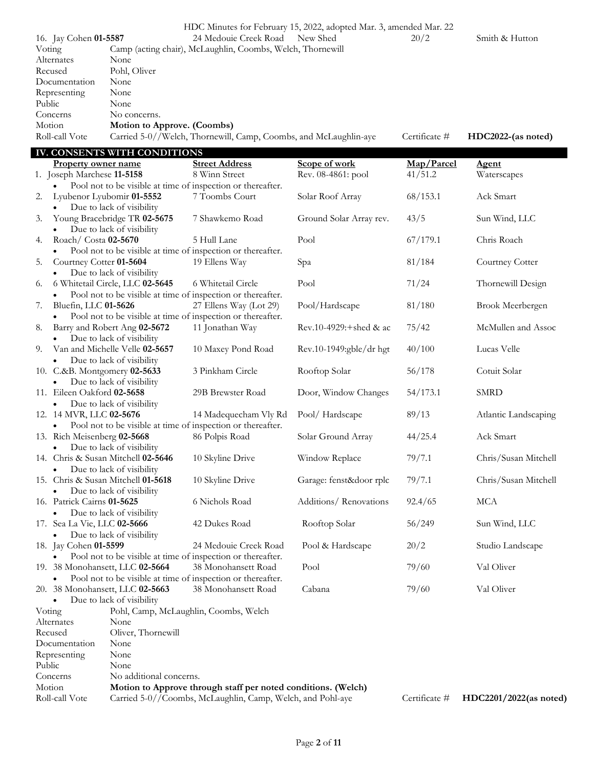HDC Minutes for February 15, 2022, adopted Mar. 3, amended Mar. 22

| 16. Jay Cohen **01-5587** | 24 Medouie Creek Road | New Shed | 20/2 | Smith & Hutton |
|---|---|---|---|---|

| | |
|---|---|
| Voting | Camp (acting chair), McLaughlin, Coombs, Welch, Thornewill |
| Alternates | None |
| Recused | Pohl, Oliver |
| Documentation | None |
| Representing | None |
| Public | None |
| Concerns | No concerns. |
| Motion | **Motion to Approve. (Coombs)** |
| Roll-call Vote | Carried 5-0//Welch, Thornewill, Camp, Coombs, and McLaughlin-aye — Certificate # **HDC2022-(as noted)** |

## IV. CONSENTS WITH CONDITIONS

| | Property owner name | Street Address | Scope of work | Map/Parcel | Agent |
|---|---|---|---|---|---|
| 1. | Joseph Marchese **11-5158** | 8 Winn Street | Rev. 08-4861: pool | 41/51.2 | Waterscapes |
| | • Pool not to be visible at time of inspection or thereafter. | | | | |
| 2. | Lyubenor Lyubomir **01-5552** | 7 Toombs Court | Solar Roof Array | 68/153.1 | Ack Smart |
| | • Due to lack of visibility | | | | |
| 3. | Young Bracebridge TR **02-5675** | 7 Shawkemo Road | Ground Solar Array rev. | 43/5 | Sun Wind, LLC |
| | • Due to lack of visibility | | | | |
| 4. | Roach/ Costa **02-5670** | 5 Hull Lane | Pool | 67/179.1 | Chris Roach |
| | • Pool not to be visible at time of inspection or thereafter. | | | | |
| 5. | Courtney Cotter **01-5604** | 19 Ellens Way | Spa | 81/184 | Courtney Cotter |
| | • Due to lack of visibility | | | | |
| 6. | 6 Whitetail Circle, LLC **02-5645** | 6 Whitetail Circle | Pool | 71/24 | Thornewill Design |
| | • Pool not to be visible at time of inspection or thereafter. | | | | |
| 7. | Bluefin, LLC **01-5626** | 27 Ellens Way (Lot 29) | Pool/Hardscape | 81/180 | Brook Meerbergen |
| | • Pool not to be visible at time of inspection or thereafter. | | | | |
| 8. | Barry and Robert Ang **02-5672** | 11 Jonathan Way | Rev.10-4929:+shed & ac | 75/42 | McMullen and Assoc |
| | • Due to lack of visibility | | | | |
| 9. | Van and Michelle Velle **02-5657** | 10 Maxey Pond Road | Rev.10-1949:gble/dr hgt | 40/100 | Lucas Velle |
| | • Due to lack of visibility | | | | |
| 10. | C.&B. Montgomery **02-5633** | 3 Pinkham Circle | Rooftop Solar | 56/178 | Cotuit Solar |
| | • Due to lack of visibility | | | | |
| 11. | Eileen Oakford **02-5658** | 29B Brewster Road | Door, Window Changes | 54/173.1 | SMRD |
| | • Due to lack of visibility | | | | |
| 12. | 14 MVR, LLC **02-5676** | 14 Madequecham Vly Rd | Pool/ Hardscape | 89/13 | Atlantic Landscaping |
| | • Pool not to be visible at time of inspection or thereafter. | | | | |
| 13. | Rich Meisenberg **02-5668** | 86 Polpis Road | Solar Ground Array | 44/25.4 | Ack Smart |
| | • Due to lack of visibility | | | | |
| 14. | Chris & Susan Mitchell **02-5646** | 10 Skyline Drive | Window Replace | 79/7.1 | Chris/Susan Mitchell |
| | • Due to lack of visibility | | | | |
| 15. | Chris & Susan Mitchell **01-5618** | 10 Skyline Drive | Garage: fenst&door rplc | 79/7.1 | Chris/Susan Mitchell |
| | • Due to lack of visibility | | | | |
| 16. | Patrick Cairns **01-5625** | 6 Nichols Road | Additions/ Renovations | 92.4/65 | MCA |
| | • Due to lack of visibility | | | | |
| 17. | Sea La Vie, LLC **02-5666** | 42 Dukes Road | Rooftop Solar | 56/249 | Sun Wind, LLC |
| | • Due to lack of visibility | | | | |
| 18. | Jay Cohen **01-5599** | 24 Medouie Creek Road | Pool & Hardscape | 20/2 | Studio Landscape |
| | • Pool not to be visible at time of inspection or thereafter. | | | | |
| 19. | 38 Monohansett, LLC **02-5664** | 38 Monohansett Road | Pool | 79/60 | Val Oliver |
| | • Pool not to be visible at time of inspection or thereafter. | | | | |
| 20. | 38 Monohansett, LLC **02-5663** | 38 Monohansett Road | Cabana | 79/60 | Val Oliver |
| | • Due to lack of visibility | | | | |

| | |
|---|---|
| Voting | Pohl, Camp, McLaughlin, Coombs, Welch |
| Alternates | None |
| Recused | Oliver, Thornewill |
| Documentation | None |
| Representing | None |
| Public | None |
| Concerns | No additional concerns. |
| Motion | **Motion to Approve through staff per noted conditions. (Welch)** |
| Roll-call Vote | Carried 5-0//Coombs, McLaughlin, Camp, Welch, and Pohl-aye — Certificate # **HDC2201/2022(as noted)** |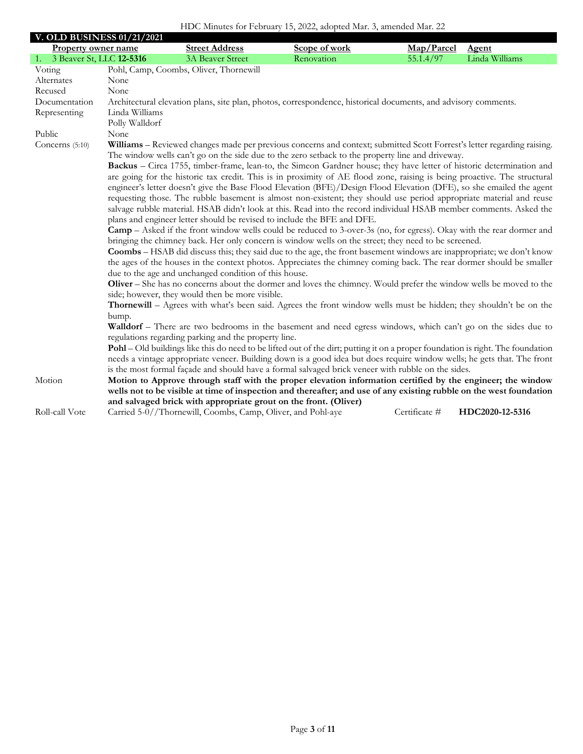## V. OLD BUSINESS 01/21/2021

| Property owner name | Street Address | Scope of work | Map/Parcel | Agent |
|---|---|---|---|---|
| 1. 3 Beaver St, LLC **12-5316** | 3A Beaver Street | Renovation | 55.1.4/97 | Linda Williams |

| | |
|---|---|
| Voting | Pohl, Camp, Coombs, Oliver, Thornewill |
| Alternates | None |
| Recused | None |
| Documentation | Architectural elevation plans, site plan, photos, correspondence, historical documents, and advisory comments. |
| Representing | Linda Williams<br>Polly Walldorf |
| Public | None |
| Concerns (5:10) | **Williams** – Reviewed changes made per previous concerns and context; submitted Scott Forrest's letter regarding raising. The window wells can't go on the side due to the zero setback to the property line and driveway.<br>**Backus** – Circa 1755, timber-frame, lean-to, the Simeon Gardner house; they have letter of historic determination and are going for the historic tax credit. This is in proximity of AE flood zone, raising is being proactive. The structural engineer's letter doesn't give the Base Flood Elevation (BFE)/Design Flood Elevation (DFE), so she emailed the agent requesting those. The rubble basement is almost non-existent; they should use period appropriate material and reuse salvage rubble material. HSAB didn't look at this. Read into the record individual HSAB member comments. Asked the plans and engineer letter should be revised to include the BFE and DFE.<br>**Camp** – Asked if the front window wells could be reduced to 3-over-3s (no, for egress). Okay with the rear dormer and bringing the chimney back. Her only concern is window wells on the street; they need to be screened.<br>**Coombs** – HSAB did discuss this; they said due to the age, the front basement windows are inappropriate; we don't know the ages of the houses in the context photos. Appreciates the chimney coming back. The rear dormer should be smaller due to the age and unchanged condition of this house.<br>**Oliver** – She has no concerns about the dormer and loves the chimney. Would prefer the window wells be moved to the side; however, they would then be more visible.<br>**Thornewill** – Agrees with what's been said. Agrees the front window wells must be hidden; they shouldn't be on the bump.<br>**Walldorf** – There are two bedrooms in the basement and need egress windows, which can't go on the sides due to regulations regarding parking and the property line.<br>**Pohl** – Old buildings like this do need to be lifted out of the dirt; putting it on a proper foundation is right. The foundation needs a vintage appropriate veneer. Building down is a good idea but does require window wells; he gets that. The front is the most formal façade and should have a formal salvaged brick veneer with rubble on the sides. |
| Motion | **Motion to Approve through staff with the proper elevation information certified by the engineer; the window wells not to be visible at time of inspection and thereafter; and use of any existing rubble on the west foundation and salvaged brick with appropriate grout on the front. (Oliver)** |
| Roll-call Vote | Carried 5-0//Thornewill, Coombs, Camp, Oliver, and Pohl-aye &nbsp;&nbsp; Certificate # **HDC2020-12-5316** |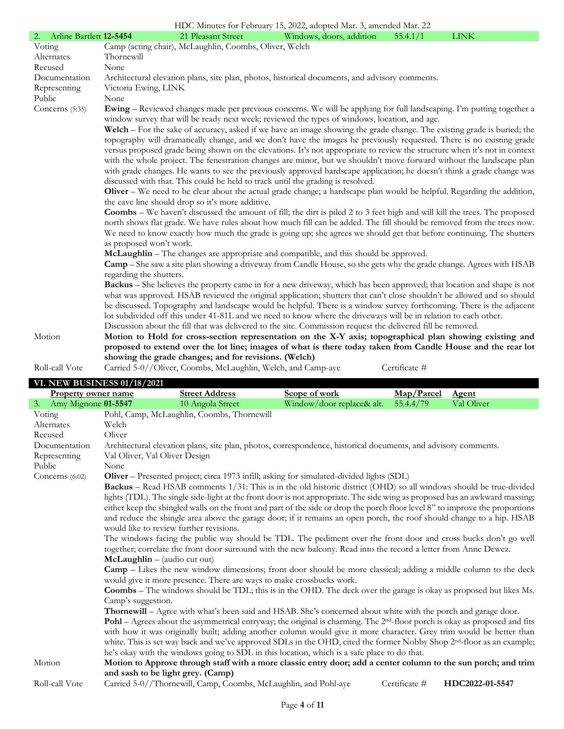| 2. Arline Bartlett **12-5454** | 21 Pleasant Street | Windows, doors, addition | 55.4.1/1 | LINK |
|---|---|---|---|---|

| | |
|---|---|
| Voting | Camp (acting chair), McLaughlin, Coombs, Oliver, Welch |
| Alternates | Thornewill |
| Recused | None |
| Documentation | Architectural elevation plans, site plan, photos, historical documents, and advisory comments. |
| Representing | Victoria Ewing, LINK |
| Public | None |
| Concerns (5:35) | **Ewing** – Reviewed changes made per previous concerns. We will be applying for full landscaping. I'm putting together a window survey that will be ready next week; reviewed the types of windows, location, and age.<br>**Welch** – For the sake of accuracy, asked if we have an image showing the grade change. The existing grade is buried; the topography will dramatically change, and we don't have the images he previously requested. There is no existing grade versus proposed grade being shown on the elevations. It's not appropriate to review the structure when it's not in context with the whole project. The fenestration changes are minor, but we shouldn't move forward without the landscape plan with grade changes. He wants to see the previously approved hardscape application; he doesn't think a grade change was discussed with that. This could be held to track until the grading is resolved.<br>**Oliver** – We need to be clear about the actual grade change; a hardscape plan would be helpful. Regarding the addition, the eave line should drop so it's more additive.<br>**Coombs** – We haven't discussed the amount of fill; the dirt is piled 2 to 3 feet high and will kill the trees. The proposed north shows flat grade. We have rules about how much fill can be added. The fill should be removed from the trees now. We need to know exactly how much the grade is going up; she agrees we should get that before continuing. The shutters as proposed won't work.<br>**McLaughlin** – The changes are appropriate and compatible, and this should be approved.<br>**Camp** – She saw a site plan showing a driveway from Candle House, so she gets why the grade change. Agrees with HSAB regarding the shutters.<br>**Backus** – She believes the property came in for a new driveway, which has been approved; that location and shape is not what was approved. HSAB reviewed the original application; shutters that can't close shouldn't be allowed and so should be discussed. Topography and landscape would be helpful. There is a window survey forthcoming. There is the adjacent lot subdivided off this under 41-81L and we need to know where the driveways will be in relation to each other.<br>Discussion about the fill that was delivered to the site. Commission request the delivered fill be removed. |
| Motion | **Motion to Hold for cross-section representation on the X-Y axis; topographical plan showing existing and proposed to extend over the lot line; images of what is there today taken from Candle House and the rear lot showing the grade changes; and for revisions. (Welch)** |
| Roll-call Vote | Carried 5-0//Oliver, Coombs, McLaughlin, Welch, and Camp-aye    Certificate # |

## VI. NEW BUSINESS 01/18/2021

| Property owner name | Street Address | Scope of work | Map/Parcel | Agent |
|---|---|---|---|---|
| 3. Amy Mignone **01-5547** | 10 Angola Street | Window/door replace& alt. | 55.4.4/79 | Val Oliver |

| | |
|---|---|
| Voting | Pohl, Camp, McLaughlin, Coombs, Thornewill |
| Alternates | Welch |
| Recused | Oliver |
| Documentation | Architectural elevation plans, site plan, photos, correspondence, historical documents, and advisory comments. |
| Representing | Val Oliver, Val Oliver Design |
| Public | None |
| Concerns (6:02) | **Oliver** – Presented project; circa 1973 infill; asking for simulated-divided lights (SDL)<br>**Backus** – Read HSAB comments 1/31: This is in the old historic district (OHD) so all windows should be true-divided lights (TDL). The single side-light at the front door is not appropriate. The side wing as proposed has an awkward massing; either keep the shingled walls on the front and part of the side or drop the porch floor level 8" to improve the proportions and reduce the shingle area above the garage door; if it remains an open porch, the roof should change to a hip. HSAB would like to review further revisions.<br>The windows facing the public way should be TDL. The pediment over the front door and cross bucks don't go well together; correlate the front door surround with the new balcony. Read into the record a letter from Anne Dewez.<br>**McLaughlin** – (audio cut out)<br>**Camp** – Likes the new window dimensions; front door should be more classical; adding a middle column to the deck would give it more presence. There are ways to make crossbucks work.<br>**Coombs** – The windows should be TDL; this is in the OHD. The deck over the garage is okay as proposed but likes Ms. Camp's suggestion.<br>**Thornewill** – Agree with what's been said and HSAB. She's concerned about white with the porch and garage door.<br>**Pohl** – Agrees about the asymmetrical entryway; the original is charming. The 2nd-floor porch is okay as proposed and fits with how it was originally built; adding another column would give it more character. Grey trim would be better than white. This is set way back and we've approved SDLs in the OHD, cited the former Nobby Shop 2nd-floor as an example; he's okay with the windows going to SDL in this location, which is a safe place to do that. |
| Motion | **Motion to Approve through staff with a more classic entry door; add a center column to the sun porch; and trim and sash to be light grey. (Camp)** |
| Roll-call Vote | Carried 5-0//Thornewill, Camp, Coombs, McLaughlin, and Pohl-aye    Certificate #    **HDC2022-01-5547** |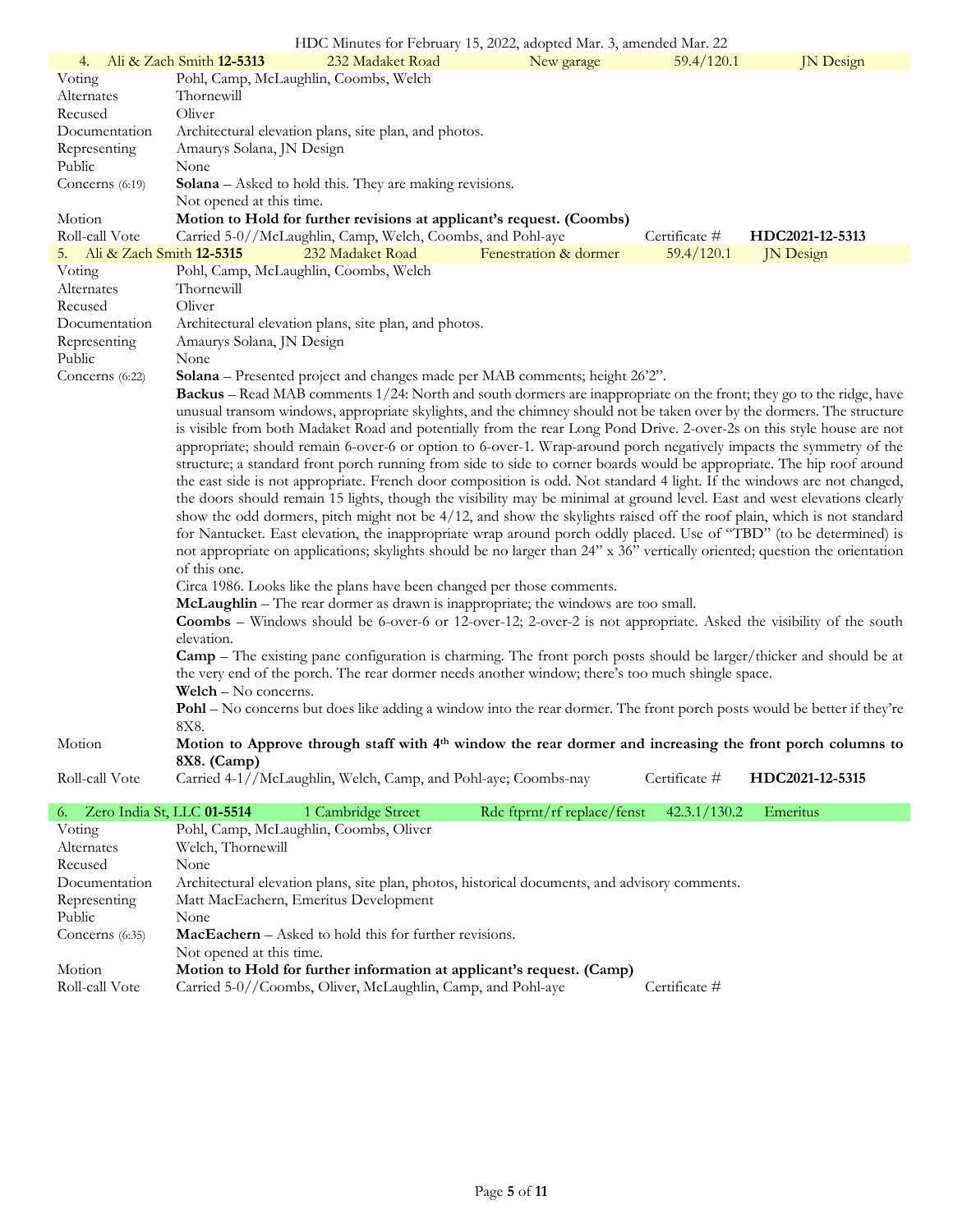| 4. Ali & Zach Smith **12-5313** | 232 Madaket Road | New garage | 59.4/120.1 | JN Design |
|---|---|---|---|---|

| | |
|---|---|
| Voting | Pohl, Camp, McLaughlin, Coombs, Welch |
| Alternates | Thornewill |
| Recused | Oliver |
| Documentation | Architectural elevation plans, site plan, and photos. |
| Representing | Amaurys Solana, JN Design |
| Public | None |
| Concerns (6:19) | **Solana** – Asked to hold this. They are making revisions. Not opened at this time. |
| Motion | **Motion to Hold for further revisions at applicant's request. (Coombs)** |
| Roll-call Vote | Carried 5-0//McLaughlin, Camp, Welch, Coombs, and Pohl-aye — Certificate # **HDC2021-12-5313** |

| 5. Ali & Zach Smith **12-5315** | 232 Madaket Road | Fenestration & dormer | 59.4/120.1 | JN Design |
|---|---|---|---|---|

| | |
|---|---|
| Voting | Pohl, Camp, McLaughlin, Coombs, Welch |
| Alternates | Thornewill |
| Recused | Oliver |
| Documentation | Architectural elevation plans, site plan, and photos. |
| Representing | Amaurys Solana, JN Design |
| Public | None |
| Concerns (6:22) | **Solana** – Presented project and changes made per MAB comments; height 26'2".<br>**Backus** – Read MAB comments 1/24: North and south dormers are inappropriate on the front; they go to the ridge, have unusual transom windows, appropriate skylights, and the chimney should not be taken over by the dormers. The structure is visible from both Madaket Road and potentially from the rear Long Pond Drive. 2-over-2s on this style house are not appropriate; should remain 6-over-6 or option to 6-over-1. Wrap-around porch negatively impacts the symmetry of the structure; a standard front porch running from side to side to corner boards would be appropriate. The hip roof around the east side is not appropriate. French door composition is odd. Not standard 4 light. If the windows are not changed, the doors should remain 15 lights, though the visibility may be minimal at ground level. East and west elevations clearly show the odd dormers, pitch might not be 4/12, and show the skylights raised off the roof plain, which is not standard for Nantucket. East elevation, the inappropriate wrap around porch oddly placed. Use of "TBD" (to be determined) is not appropriate on applications; skylights should be no larger than 24" x 36" vertically oriented; question the orientation of this one.<br>Circa 1986. Looks like the plans have been changed per those comments.<br>**McLaughlin** – The rear dormer as drawn is inappropriate; the windows are too small.<br>**Coombs** – Windows should be 6-over-6 or 12-over-12; 2-over-2 is not appropriate. Asked the visibility of the south elevation.<br>**Camp** – The existing pane configuration is charming. The front porch posts should be larger/thicker and should be at the very end of the porch. The rear dormer needs another window; there's too much shingle space.<br>**Welch** – No concerns.<br>**Pohl** – No concerns but does like adding a window into the rear dormer. The front porch posts would be better if they're 8X8. |
| Motion | **Motion to Approve through staff with 4th window the rear dormer and increasing the front porch columns to 8X8. (Camp)** |
| Roll-call Vote | Carried 4-1//McLaughlin, Welch, Camp, and Pohl-aye; Coombs-nay — Certificate # **HDC2021-12-5315** |

| 6. Zero India St, LLC **01-5514** | 1 Cambridge Street | Rdc ftprnt/rf replace/fenst | 42.3.1/130.2 | Emeritus |
|---|---|---|---|---|

| | |
|---|---|
| Voting | Pohl, Camp, McLaughlin, Coombs, Oliver |
| Alternates | Welch, Thornewill |
| Recused | None |
| Documentation | Architectural elevation plans, site plan, photos, historical documents, and advisory comments. |
| Representing | Matt MacEachern, Emeritus Development |
| Public | None |
| Concerns (6:35) | **MacEachern** – Asked to hold this for further revisions. Not opened at this time. |
| Motion | **Motion to Hold for further information at applicant's request. (Camp)** |
| Roll-call Vote | Carried 5-0//Coombs, Oliver, McLaughlin, Camp, and Pohl-aye — Certificate # |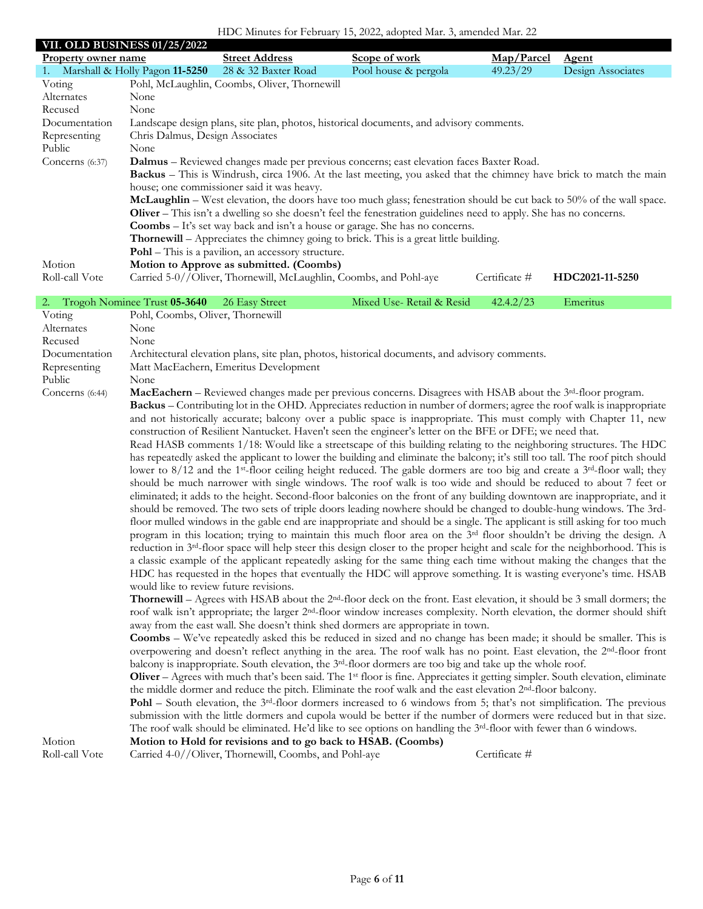## VII. OLD BUSINESS 01/25/2022

| Property owner name | Street Address | Scope of work | Map/Parcel | Agent |
|---|---|---|---|---|
| 1. Marshall & Holly Pagon **11-5250** | 28 & 32 Baxter Road | Pool house & pergola | 49.23/29 | Design Associates |

| | |
|---|---|
| Voting | Pohl, McLaughlin, Coombs, Oliver, Thornewill |
| Alternates | None |
| Recused | None |
| Documentation | Landscape design plans, site plan, photos, historical documents, and advisory comments. |
| Representing | Chris Dalmus, Design Associates |
| Public | None |
| Concerns (6:37) | **Dalmus** – Reviewed changes made per previous concerns; east elevation faces Baxter Road. **Backus** – This is Windrush, circa 1906. At the last meeting, you asked that the chimney have brick to match the main house; one commissioner said it was heavy. **McLaughlin** – West elevation, the doors have too much glass; fenestration should be cut back to 50% of the wall space. **Oliver** – This isn't a dwelling so she doesn't feel the fenestration guidelines need to apply. She has no concerns. **Coombs** – It's set way back and isn't a house or garage. She has no concerns. **Thornewill** – Appreciates the chimney going to brick. This is a great little building. **Pohl** – This is a pavilion, an accessory structure. |
| Motion | **Motion to Approve as submitted. (Coombs)** |
| Roll-call Vote | Carried 5-0//Oliver, Thornewill, McLaughlin, Coombs, and Pohl-aye — Certificate # **HDC2021-11-5250** |

| Property owner name | Street Address | Scope of work | Map/Parcel | Agent |
|---|---|---|---|---|
| 2. Trogoh Nominee Trust **05-3640** | 26 Easy Street | Mixed Use- Retail & Resid | 42.4.2/23 | Emeritus |

| | |
|---|---|
| Voting | Pohl, Coombs, Oliver, Thornewill |
| Alternates | None |
| Recused | None |
| Documentation | Architectural elevation plans, site plan, photos, historical documents, and advisory comments. |
| Representing | Matt MacEachern, Emeritus Development |
| Public | None |
| Concerns (6:44) | **MacEachern** – Reviewed changes made per previous concerns. Disagrees with HSAB about the 3rd-floor program. **Backus** – Contributing lot in the OHD. Appreciates reduction in number of dormers; agree the roof walk is inappropriate and not historically accurate; balcony over a public space is inappropriate. This must comply with Chapter 11, new construction of Resilient Nantucket. Haven't seen the engineer's letter on the BFE or DFE; we need that. Read HASB comments 1/18: Would like a streetscape of this building relating to the neighboring structures. The HDC has repeatedly asked the applicant to lower the building and eliminate the balcony; it's still too tall. The roof pitch should lower to 8/12 and the 1st-floor ceiling height reduced. The gable dormers are too big and create a 3rd-floor wall; they should be much narrower with single windows. The roof walk is too wide and should be reduced to about 7 feet or eliminated; it adds to the height. Second-floor balconies on the front of any building downtown are inappropriate, and it should be removed. The two sets of triple doors leading nowhere should be changed to double-hung windows. The 3rd-floor mulled windows in the gable end are inappropriate and should be a single. The applicant is still asking for too much program in this location; trying to maintain this much floor area on the 3rd floor shouldn't be driving the design. A reduction in 3rd-floor space will help steer this design closer to the proper height and scale for the neighborhood. This is a classic example of the applicant repeatedly asking for the same thing each time without making the changes that the HDC has requested in the hopes that eventually the HDC will approve something. It is wasting everyone's time. HSAB would like to review future revisions. **Thornewill** – Agrees with HSAB about the 2nd-floor deck on the front. East elevation, it should be 3 small dormers; the roof walk isn't appropriate; the larger 2nd-floor window increases complexity. North elevation, the dormer should shift away from the east wall. She doesn't think shed dormers are appropriate in town. **Coombs** – We've repeatedly asked this be reduced in sized and no change has been made; it should be smaller. This is overpowering and doesn't reflect anything in the area. The roof walk has no point. East elevation, the 2nd-floor front balcony is inappropriate. South elevation, the 3rd-floor dormers are too big and take up the whole roof. **Oliver** – Agrees with much that's been said. The 1st floor is fine. Appreciates it getting simpler. South elevation, eliminate the middle dormer and reduce the pitch. Eliminate the roof walk and the east elevation 2nd-floor balcony. **Pohl** – South elevation, the 3rd-floor dormers increased to 6 windows from 5; that's not simplification. The previous submission with the little dormers and cupola would be better if the number of dormers were reduced but in that size. The roof walk should be eliminated. He'd like to see options on handling the 3rd-floor with fewer than 6 windows. |
| Motion | **Motion to Hold for revisions and to go back to HSAB. (Coombs)** |
| Roll-call Vote | Carried 4-0//Oliver, Thornewill, Coombs, and Pohl-aye — Certificate # |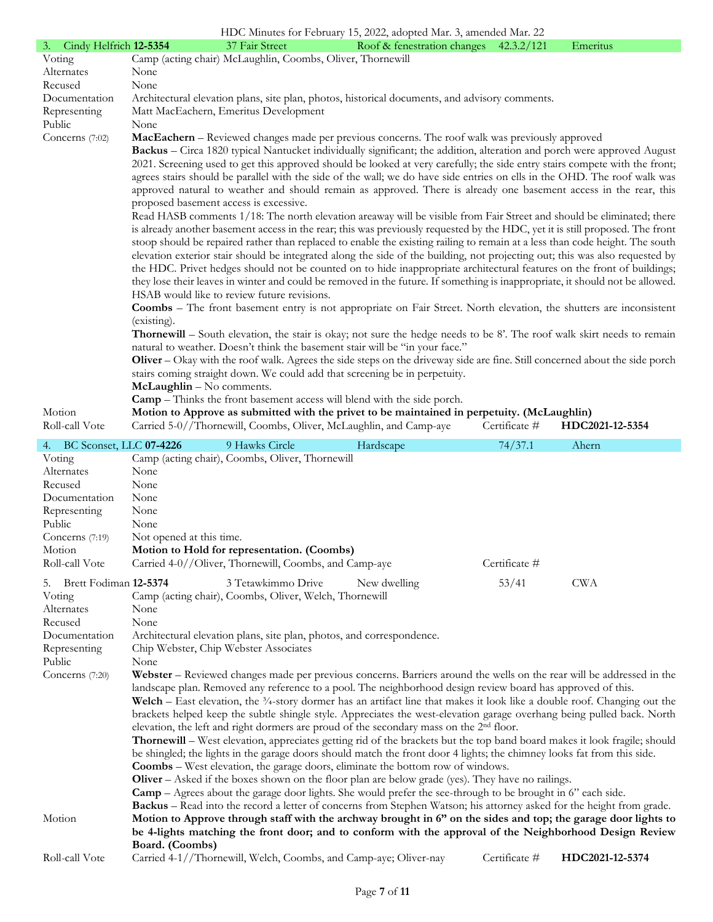| 3. Cindy Helfrich **12-5354** | 37 Fair Street | Roof & fenestration changes | 42.3.2/121 | Emeritus |
|---|---|---|---|---|

Voting: Camp (acting chair) McLaughlin, Coombs, Oliver, Thornewill
Alternates: None
Recused: None
Documentation: Architectural elevation plans, site plan, photos, historical documents, and advisory comments.
Representing: Matt MacEachern, Emeritus Development
Public: None
Concerns (7:02):

**MacEachern** – Reviewed changes made per previous concerns. The roof walk was previously approved

**Backus** – Circa 1820 typical Nantucket individually significant; the addition, alteration and porch were approved August 2021. Screening used to get this approved should be looked at very carefully; the side entry stairs compete with the front; agrees stairs should be parallel with the side of the wall; we do have side entries on ells in the OHD. The roof walk was approved natural to weather and should remain as approved. There is already one basement access in the rear, this proposed basement access is excessive.

Read HASB comments 1/18: The north elevation areaway will be visible from Fair Street and should be eliminated; there is already another basement access in the rear; this was previously requested by the HDC, yet it is still proposed. The front stoop should be repaired rather than replaced to enable the existing railing to remain at a less than code height. The south elevation exterior stair should be integrated along the side of the building, not projecting out; this was also requested by the HDC. Privet hedges should not be counted on to hide inappropriate architectural features on the front of buildings; they lose their leaves in winter and could be removed in the future. If something is inappropriate, it should not be allowed. HSAB would like to review future revisions.

**Coombs** – The front basement entry is not appropriate on Fair Street. North elevation, the shutters are inconsistent (existing).

**Thornewill** – South elevation, the stair is okay; not sure the hedge needs to be 8'. The roof walk skirt needs to remain natural to weather. Doesn't think the basement stair will be "in your face."

**Oliver** – Okay with the roof walk. Agrees the side steps on the driveway side are fine. Still concerned about the side porch stairs coming straight down. We could add that screening be in perpetuity.

**McLaughlin** – No comments.

**Camp** – Thinks the front basement access will blend with the side porch.

Motion: **Motion to Approve as submitted with the privet to be maintained in perpetuity. (McLaughlin)**
Roll-call Vote: Carried 5-0//Thornewill, Coombs, Oliver, McLaughlin, and Camp-aye — Certificate # **HDC2021-12-5354**

| 4. BC Sconset, LLC **07-4226** | 9 Hawks Circle | Hardscape | 74/37.1 | Ahern |
|---|---|---|---|---|

Voting: Camp (acting chair), Coombs, Oliver, Thornewill
Alternates: None
Recused: None
Documentation: None
Representing: None
Public: None
Concerns (7:19): Not opened at this time.
Motion: **Motion to Hold for representation. (Coombs)**
Roll-call Vote: Carried 4-0//Oliver, Thornewill, Coombs, and Camp-aye — Certificate #

| 5. Brett Fodiman **12-5374** | 3 Tetawkimmo Drive | New dwelling | 53/41 | CWA |
|---|---|---|---|---|

Voting: Camp (acting chair), Coombs, Oliver, Welch, Thornewill
Alternates: None
Recused: None
Documentation: Architectural elevation plans, site plan, photos, and correspondence.
Representing: Chip Webster, Chip Webster Associates
Public: None
Concerns (7:20):

**Webster** – Reviewed changes made per previous concerns. Barriers around the wells on the rear will be addressed in the landscape plan. Removed any reference to a pool. The neighborhood design review board has approved of this.

**Welch** – East elevation, the ¾-story dormer has an artifact line that makes it look like a double roof. Changing out the brackets helped keep the subtle shingle style. Appreciates the west-elevation garage overhang being pulled back. North elevation, the left and right dormers are proud of the secondary mass on the 2nd floor.

**Thornewill** – West elevation, appreciates getting rid of the brackets but the top band board makes it look fragile; should be shingled; the lights in the garage doors should match the front door 4 lights; the chimney looks fat from this side.

**Coombs** – West elevation, the garage doors, eliminate the bottom row of windows.

**Oliver** – Asked if the boxes shown on the floor plan are below grade (yes). They have no railings.

**Camp** – Agrees about the garage door lights. She would prefer the see-through to be brought in 6" each side.

**Backus** – Read into the record a letter of concerns from Stephen Watson; his attorney asked for the height from grade.

Motion: **Motion to Approve through staff with the archway brought in 6" on the sides and top; the garage door lights to be 4-lights matching the front door; and to conform with the approval of the Neighborhood Design Review Board. (Coombs)**
Roll-call Vote: Carried 4-1//Thornewill, Welch, Coombs, and Camp-aye; Oliver-nay — Certificate # **HDC2021-12-5374**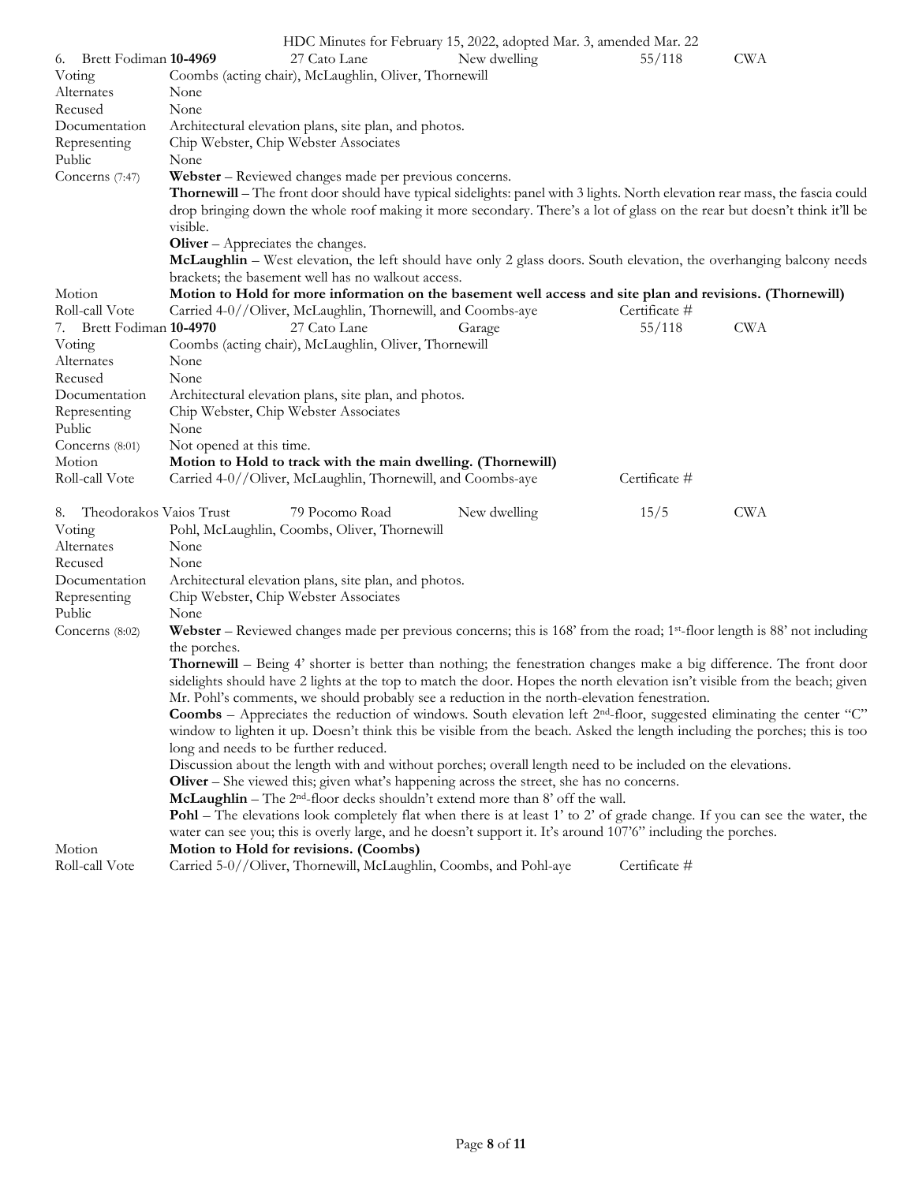6. Brett Fodiman **10-4969** 27 Cato Lane New dwelling 55/118 CWA

Voting: Coombs (acting chair), McLaughlin, Oliver, Thornewill
Alternates: None
Recused: None
Documentation: Architectural elevation plans, site plan, and photos.
Representing: Chip Webster, Chip Webster Associates
Public: None
Concerns (7:47):
**Webster** – Reviewed changes made per previous concerns.
**Thornewill** – The front door should have typical sidelights: panel with 3 lights. North elevation rear mass, the fascia could drop bringing down the whole roof making it more secondary. There's a lot of glass on the rear but doesn't think it'll be visible.
**Oliver** – Appreciates the changes.
**McLaughlin** – West elevation, the left should have only 2 glass doors. South elevation, the overhanging balcony needs brackets; the basement well has no walkout access.
Motion: **Motion to Hold for more information on the basement well access and site plan and revisions. (Thornewill)**
Roll-call Vote: Carried 4-0//Oliver, McLaughlin, Thornewill, and Coombs-aye Certificate #

7. Brett Fodiman **10-4970** 27 Cato Lane Garage 55/118 CWA

Voting: Coombs (acting chair), McLaughlin, Oliver, Thornewill
Alternates: None
Recused: None
Documentation: Architectural elevation plans, site plan, and photos.
Representing: Chip Webster, Chip Webster Associates
Public: None
Concerns (8:01): Not opened at this time.
Motion: **Motion to Hold to track with the main dwelling. (Thornewill)**
Roll-call Vote: Carried 4-0//Oliver, McLaughlin, Thornewill, and Coombs-aye Certificate #

8. Theodorakos Vaios Trust 79 Pocomo Road New dwelling 15/5 CWA

Voting: Pohl, McLaughlin, Coombs, Oliver, Thornewill
Alternates: None
Recused: None
Documentation: Architectural elevation plans, site plan, and photos.
Representing: Chip Webster, Chip Webster Associates
Public: None
Concerns (8:02):
**Webster** – Reviewed changes made per previous concerns; this is 168' from the road; 1st-floor length is 88' not including the porches.
**Thornewill** – Being 4' shorter is better than nothing; the fenestration changes make a big difference. The front door sidelights should have 2 lights at the top to match the door. Hopes the north elevation isn't visible from the beach; given Mr. Pohl's comments, we should probably see a reduction in the north-elevation fenestration.
**Coombs** – Appreciates the reduction of windows. South elevation left 2nd-floor, suggested eliminating the center "C" window to lighten it up. Doesn't think this be visible from the beach. Asked the length including the porches; this is too long and needs to be further reduced.
Discussion about the length with and without porches; overall length need to be included on the elevations.
**Oliver** – She viewed this; given what's happening across the street, she has no concerns.
**McLaughlin** – The 2nd-floor decks shouldn't extend more than 8' off the wall.
**Pohl** – The elevations look completely flat when there is at least 1' to 2' of grade change. If you can see the water, the water can see you; this is overly large, and he doesn't support it. It's around 107'6" including the porches.
Motion: **Motion to Hold for revisions. (Coombs)**
Roll-call Vote: Carried 5-0//Oliver, Thornewill, McLaughlin, Coombs, and Pohl-aye Certificate #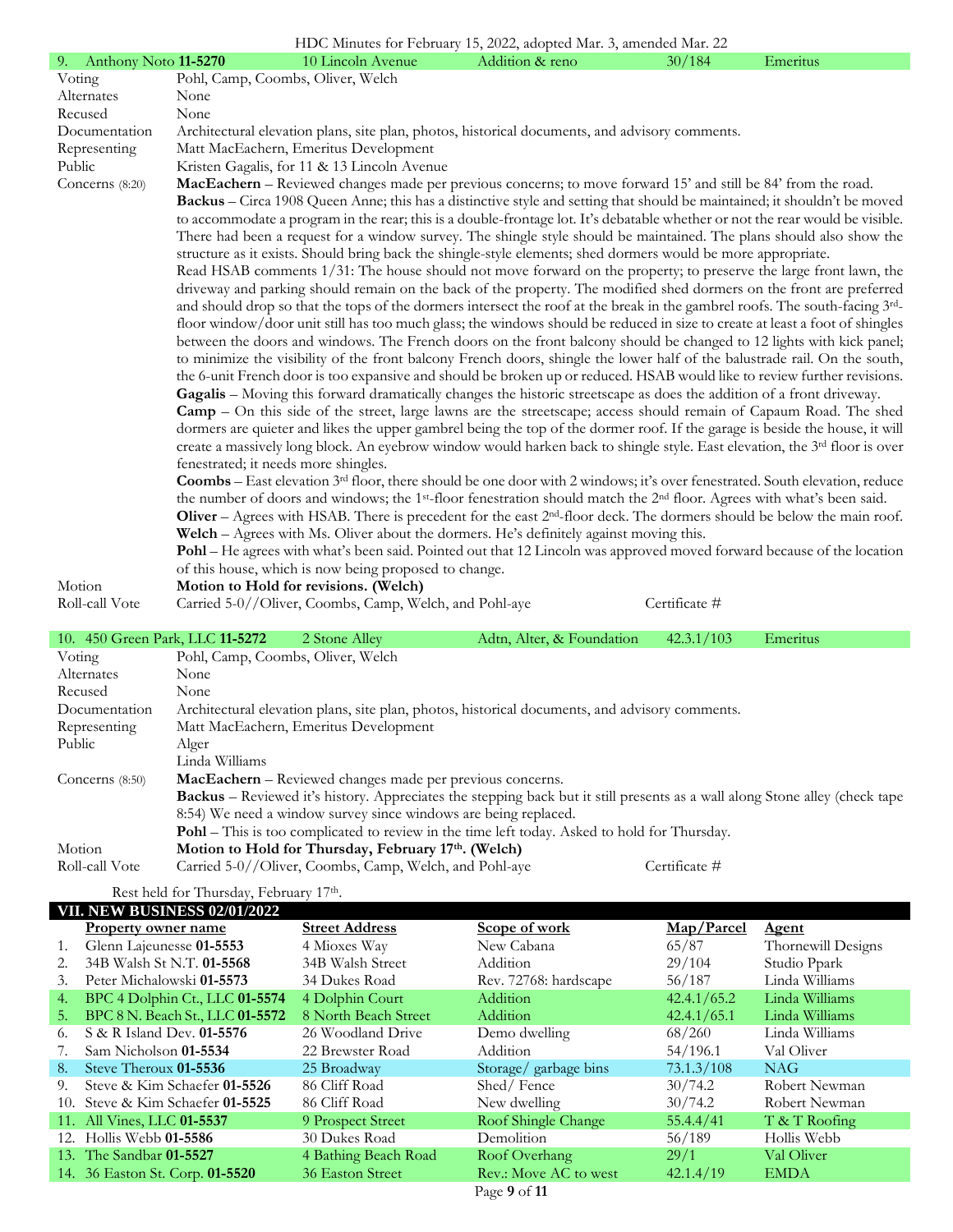| 9. Anthony Noto **11-5270** | 10 Lincoln Avenue | Addition & reno | 30/184 | Emeritus |
|---|---|---|---|---|

| | |
|---|---|
| Voting | Pohl, Camp, Coombs, Oliver, Welch |
| Alternates | None |
| Recused | None |
| Documentation | Architectural elevation plans, site plan, photos, historical documents, and advisory comments. |
| Representing | Matt MacEachern, Emeritus Development |
| Public | Kristen Gagalis, for 11 & 13 Lincoln Avenue |
| Concerns (8:20) | **MacEachern** – Reviewed changes made per previous concerns; to move forward 15' and still be 84' from the road. **Backus** – Circa 1908 Queen Anne; this has a distinctive style and setting that should be maintained; it shouldn't be moved to accommodate a program in the rear; this is a double-frontage lot. It's debatable whether or not the rear would be visible. There had been a request for a window survey. The shingle style should be maintained. The plans should also show the structure as it exists. Should bring back the shingle-style elements; shed dormers would be more appropriate. Read HSAB comments 1/31: The house should not move forward on the property; to preserve the large front lawn, the driveway and parking should remain on the back of the property. The modified shed dormers on the front are preferred and should drop so that the tops of the dormers intersect the roof at the break in the gambrel roofs. The south-facing 3rd-floor window/door unit still has too much glass; the windows should be reduced in size to create at least a foot of shingles between the doors and windows. The French doors on the front balcony should be changed to 12 lights with kick panel; to minimize the visibility of the front balcony French doors, shingle the lower half of the balustrade rail. On the south, the 6-unit French door is too expansive and should be broken up or reduced. HSAB would like to review further revisions. **Gagalis** – Moving this forward dramatically changes the historic streetscape as does the addition of a front driveway. **Camp** – On this side of the street, large lawns are the streetscape; access should remain of Capaum Road. The shed dormers are quieter and likes the upper gambrel being the top of the dormer roof. If the garage is beside the house, it will create a massively long block. An eyebrow window would harken back to shingle style. East elevation, the 3rd floor is over fenestrated; it needs more shingles. **Coombs** – East elevation 3rd floor, there should be one door with 2 windows; it's over fenestrated. South elevation, reduce the number of doors and windows; the 1st-floor fenestration should match the 2nd floor. Agrees with what's been said. **Oliver** – Agrees with HSAB. There is precedent for the east 2nd-floor deck. The dormers should be below the main roof. **Welch** – Agrees with Ms. Oliver about the dormers. He's definitely against moving this. **Pohl** – He agrees with what's been said. Pointed out that 12 Lincoln was approved moved forward because of the location of this house, which is now being proposed to change. |
| Motion | **Motion to Hold for revisions. (Welch)** |
| Roll-call Vote | Carried 5-0//Oliver, Coombs, Camp, Welch, and Pohl-aye — Certificate # |

| 10. 450 Green Park, LLC **11-5272** | 2 Stone Alley | Adtn, Alter, & Foundation | 42.3.1/103 | Emeritus |
|---|---|---|---|---|

| | |
|---|---|
| Voting | Pohl, Camp, Coombs, Oliver, Welch |
| Alternates | None |
| Recused | None |
| Documentation | Architectural elevation plans, site plan, photos, historical documents, and advisory comments. |
| Representing | Matt MacEachern, Emeritus Development |
| Public | Alger<br>Linda Williams |
| Concerns (8:50) | **MacEachern** – Reviewed changes made per previous concerns. **Backus** – Reviewed it's history. Appreciates the stepping back but it still presents as a wall along Stone alley (check tape 8:54) We need a window survey since windows are being replaced. **Pohl** – This is too complicated to review in the time left today. Asked to hold for Thursday. |
| Motion | **Motion to Hold for Thursday, February 17th. (Welch)** |
| Roll-call Vote | Carried 5-0//Oliver, Coombs, Camp, Welch, and Pohl-aye — Certificate # |

Rest held for Thursday, February 17th.

## VII. NEW BUSINESS 02/01/2022

| | Property owner name | Street Address | Scope of work | Map/Parcel | Agent |
|---|---|---|---|---|---|
| 1. | Glenn Lajeunesse **01-5553** | 4 Mioxes Way | New Cabana | 65/87 | Thornewill Designs |
| 2. | 34B Walsh St N.T. **01-5568** | 34B Walsh Street | Addition | 29/104 | Studio Ppark |
| 3. | Peter Michalowski **01-5573** | 34 Dukes Road | Rev. 72768: hardscape | 56/187 | Linda Williams |
| 4. | BPC 4 Dolphin Ct., LLC **01-5574** | 4 Dolphin Court | Addition | 42.4.1/65.2 | Linda Williams |
| 5. | BPC 8 N. Beach St., LLC **01-5572** | 8 North Beach Street | Addition | 42.4.1/65.1 | Linda Williams |
| 6. | S & R Island Dev. **01-5576** | 26 Woodland Drive | Demo dwelling | 68/260 | Linda Williams |
| 7. | Sam Nicholson **01-5534** | 22 Brewster Road | Addition | 54/196.1 | Val Oliver |
| 8. | Steve Theroux **01-5536** | 25 Broadway | Storage/ garbage bins | 73.1.3/108 | NAG |
| 9. | Steve & Kim Schaefer **01-5526** | 86 Cliff Road | Shed/ Fence | 30/74.2 | Robert Newman |
| 10. | Steve & Kim Schaefer **01-5525** | 86 Cliff Road | New dwelling | 30/74.2 | Robert Newman |
| 11. | All Vines, LLC **01-5537** | 9 Prospect Street | Roof Shingle Change | 55.4.4/41 | T & T Roofing |
| 12. | Hollis Webb **01-5586** | 30 Dukes Road | Demolition | 56/189 | Hollis Webb |
| 13. | The Sandbar **01-5527** | 4 Bathing Beach Road | Roof Overhang | 29/1 | Val Oliver |
| 14. | 36 Easton St. Corp. **01-5520** | 36 Easton Street | Rev.: Move AC to west | 42.1.4/19 | EMDA |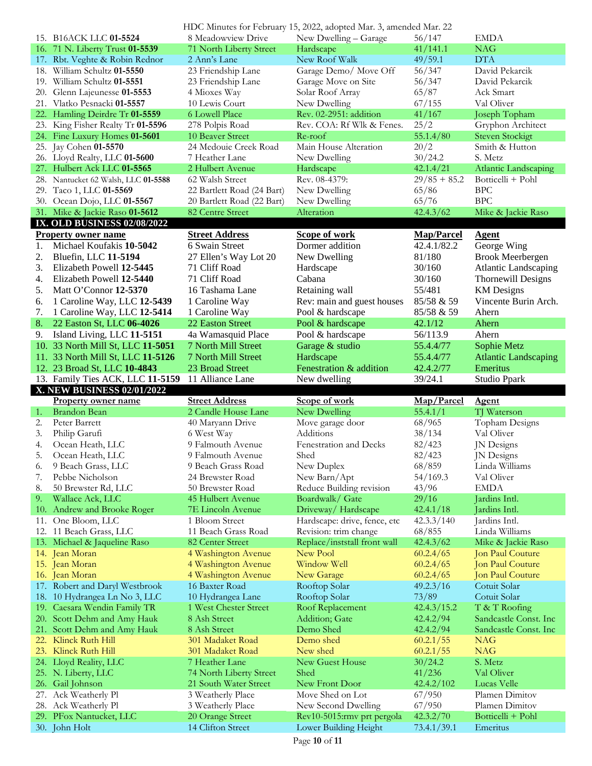| | Property owner name | Street Address | Scope of work | Map/Parcel | Agent |
|---|---|---|---|---|---|
| 15. | B16ACK LLC **01-5524** | 8 Meadowview Drive | New Dwelling – Garage | 56/147 | EMDA |
| 16. | 71 N. Liberty Trust **01-5539** | 71 North Liberty Street | Hardscape | 41/141.1 | NAG |
| 17. | Rbt. Veghte & Robin Rednor | 2 Ann's Lane | New Roof Walk | 49/59.1 | DTA |
| 18. | William Schultz **01-5550** | 23 Friendship Lane | Garage Demo/ Move Off | 56/347 | David Pekarcik |
| 19. | William Schultz **01-5551** | 23 Friendship Lane | Garage Move on Site | 56/347 | David Pekarcik |
| 20. | Glenn Lajeunesse **01-5553** | 4 Mioxes Way | Solar Roof Array | 65/87 | Ack Smart |
| 21. | Vlatko Pesnacki **01-5557** | 10 Lewis Court | New Dwelling | 67/155 | Val Oliver |
| 22. | Hamling Deirdre Tr **01-5559** | 6 Lowell Place | Rev. 02-2951: addition | 41/167 | Joseph Topham |
| 23. | King Fisher Realty Tr **01-5596** | 278 Polpis Road | Rev. COA: Rf Wlk & Fenes. | 25/2 | Gryphon Architect |
| 24. | Fine Luxury Homes **01-5601** | 10 Beaver Street | Re-roof | 55.1.4/80 | Steven Stockigt |
| 25. | Jay Cohen **01-5570** | 24 Medouie Creek Road | Main House Alteration | 20/2 | Smith & Hutton |
| 26. | Lloyd Realty, LLC **01-5600** | 7 Heather Lane | New Dwelling | 30/24.2 | S. Metz |
| 27. | Hulbert Ack LLC **01-5565** | 2 Hulbert Avenue | Hardscape | 42.1.4/21 | Atlantic Landscaping |
| 28. | Nantucket 62 Walsh, LLC **01-5588** | 62 Walsh Street | Rev. 08-4379: | 29/85 + 85.2 | Botticelli + Pohl |
| 29. | Taco 1, LLC **01-5569** | 22 Bartlett Road (24 Bart) | New Dwelling | 65/86 | BPC |
| 30. | Ocean Dojo, LLC **01-5567** | 20 Bartlett Road (22 Bart) | New Dwelling | 65/76 | BPC |
| 31. | Mike & Jackie Raso **01-5612** | 82 Centre Street | Alteration | 42.4.3/62 | Mike & Jackie Raso |

## IX. OLD BUSINESS 02/08/2022

| | Property owner name | Street Address | Scope of work | Map/Parcel | Agent |
|---|---|---|---|---|---|
| 1. | Michael Koufakis **10-5042** | 6 Swain Street | Dormer addition | 42.4.1/82.2 | George Wing |
| 2. | Bluefin, LLC **11-5194** | 27 Ellen's Way Lot 20 | New Dwelling | 81/180 | Brook Meerbergen |
| 3. | Elizabeth Powell **12-5445** | 71 Cliff Road | Hardscape | 30/160 | Atlantic Landscaping |
| 4. | Elizabeth Powell **12-5440** | 71 Cliff Road | Cabana | 30/160 | Thornewill Designs |
| 5. | Matt O'Connor **12-5370** | 16 Tashama Lane | Retaining wall | 55/481 | KM Designs |
| 6. | 1 Caroline Way, LLC **12-5439** | 1 Caroline Way | Rev: main and guest houses | 85/58 & 59 | Vincente Burin Arch. |
| 7. | 1 Caroline Way, LLC **12-5414** | 1 Caroline Way | Pool & hardscape | 85/58 & 59 | Ahern |
| 8. | 22 Easton St, LLC **06-4026** | 22 Easton Street | Pool & hardscape | 42.1/12 | Ahern |
| 9. | Island Living, LLC **11-5151** | 4a Wamasquid Place | Pool & hardscape | 56/113.9 | Ahern |
| 10. | 33 North Mill St, LLC **11-5051** | 7 North Mill Street | Garage & studio | 55.4.4/77 | Sophie Metz |
| 11. | 33 North Mill St, LLC **11-5126** | 7 North Mill Street | Hardscape | 55.4.4/77 | Atlantic Landscaping |
| 12. | 23 Broad St, LLC **10-4843** | 23 Broad Street | Fenestration & addition | 42.4.2/77 | Emeritus |
| 13. | Family Ties ACK, LLC **11-5159** | 11 Alliance Lane | New dwelling | 39/24.1 | Studio Ppark |

## X. NEW BUSINESS 02/01/2022

| | Property owner name | Street Address | Scope of work | Map/Parcel | Agent |
|---|---|---|---|---|---|
| 1. | Brandon Bean | 2 Candle House Lane | New Dwelling | 55.4.1/1 | TJ Waterson |
| 2. | Peter Barrett | 40 Maryann Drive | Move garage door | 68/965 | Topham Designs |
| 3. | Philip Garufi | 6 West Way | Additions | 38/134 | Val Oliver |
| 4. | Ocean Heath, LLC | 9 Falmouth Avenue | Fenestration and Decks | 82/423 | JN Designs |
| 5. | Ocean Heath, LLC | 9 Falmouth Avenue | Shed | 82/423 | JN Designs |
| 6. | 9 Beach Grass, LLC | 9 Beach Grass Road | New Duplex | 68/859 | Linda Williams |
| 7. | Pebbe Nicholson | 24 Brewster Road | New Barn/Apt | 54/169.3 | Val Oliver |
| 8. | 50 Brewster Rd, LLC | 50 Brewster Road | Reduce Building revision | 43/96 | EMDA |
| 9. | Wallace Ack, LLC | 45 Hulbert Avenue | Boardwalk/ Gate | 29/16 | Jardins Intl. |
| 10. | Andrew and Brooke Roger | 7E Lincoln Avenue | Driveway/ Hardscape | 42.4.1/18 | Jardins Intl. |
| 11. | One Bloom, LLC | 1 Bloom Street | Hardscape: drive, fence, etc | 42.3.3/140 | Jardins Intl. |
| 12. | 11 Beach Grass, LLC | 11 Beach Grass Road | Revision: trim change | 68/855 | Linda Williams |
| 13. | Michael & Jaqueline Raso | 82 Center Street | Replace/inststall front wall | 42.4.3/62 | Mike & Jackie Raso |
| 14. | Jean Moran | 4 Washington Avenue | New Pool | 60.2.4/65 | Jon Paul Couture |
| 15. | Jean Moran | 4 Washington Avenue | Window Well | 60.2.4/65 | Jon Paul Couture |
| 16. | Jean Moran | 4 Washington Avenue | New Garage | 60.2.4/65 | Jon Paul Couture |
| 17. | Robert and Daryl Westbrook | 16 Baxter Road | Rooftop Solar | 49.2.3/16 | Cotuit Solar |
| 18. | 10 Hydrangea Ln No 3, LLC | 10 Hydrangea Lane | Rooftop Solar | 73/89 | Cotuit Solar |
| 19. | Caesara Wendin Family TR | 1 West Chester Street | Roof Replacement | 42.4.3/15.2 | T & T Roofing |
| 20. | Scott Dehm and Amy Hauk | 8 Ash Street | Addition; Gate | 42.4.2/94 | Sandcastle Const. Inc |
| 21. | Scott Dehm and Amy Hauk | 8 Ash Street | Demo Shed | 42.4.2/94 | Sandcastle Const. Inc |
| 22. | Klinck Ruth Hill | 301 Madaket Road | Demo shed | 60.2.1/55 | NAG |
| 23. | Klinck Ruth Hill | 301 Madaket Road | New shed | 60.2.1/55 | NAG |
| 24. | Lloyd Realty, LLC | 7 Heather Lane | New Guest House | 30/24.2 | S. Metz |
| 25. | N. Liberty, LLC | 74 North Liberty Street | Shed | 41/236 | Val Oliver |
| 26. | Gail Johnson | 21 South Water Street | New Front Door | 42.4.2/102 | Lucas Velle |
| 27. | Ack Weatherly Pl | 3 Weatherly Place | Move Shed on Lot | 67/950 | Plamen Dimitov |
| 28. | Ack Weatherly Pl | 3 Weatherly Place | New Second Dwelling | 67/950 | Plamen Dimitov |
| 29. | PFox Nantucket, LLC | 20 Orange Street | Rev10-5015:rmv prt pergola | 42.3.2/70 | Botticelli + Pohl |
| 30. | John Holt | 14 Clifton Street | Lower Building Height | 73.4.1/39.1 | Emeritus |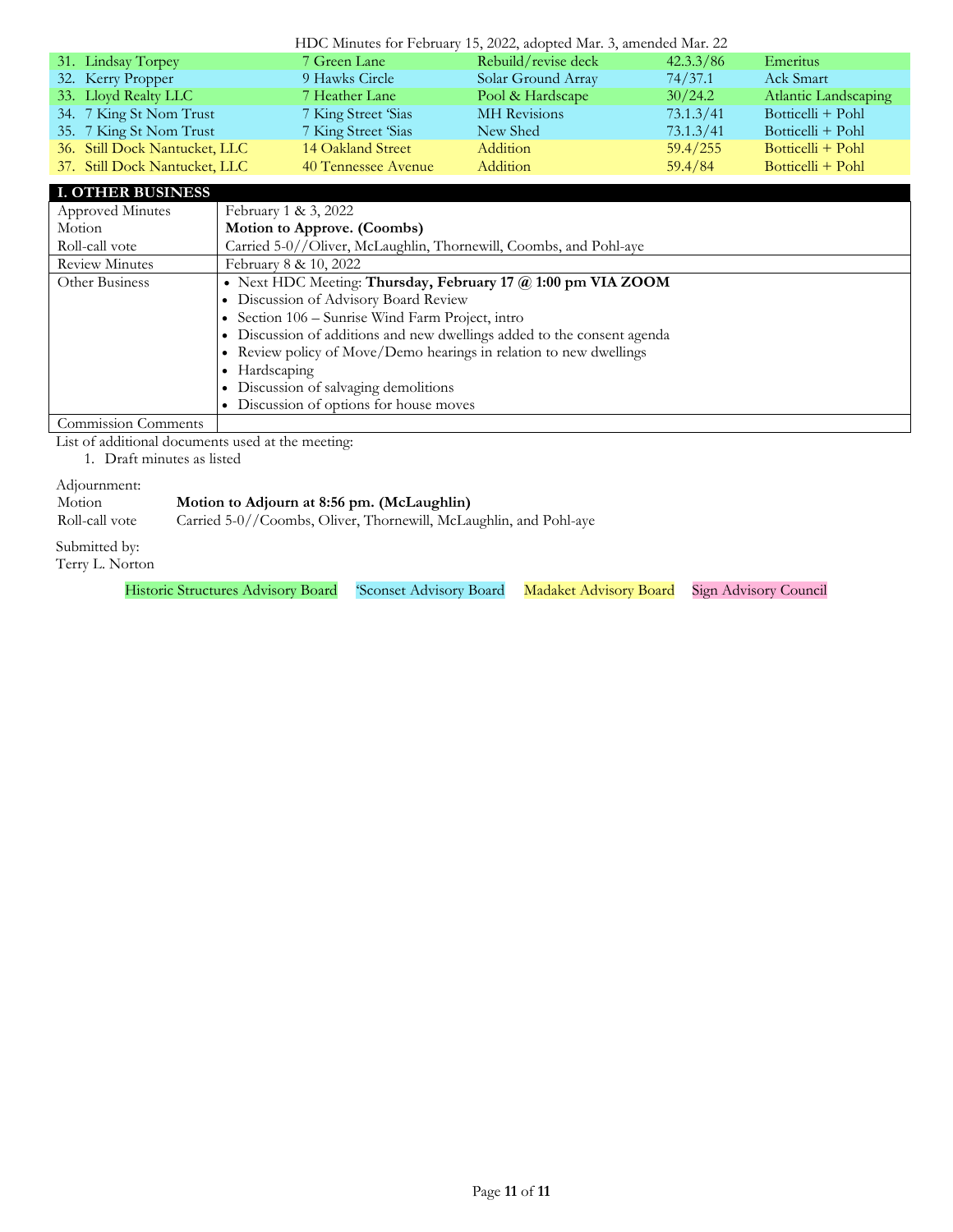| | | | | |
|---|---|---|---|---|
| 31. Lindsay Torpey | 7 Green Lane | Rebuild/revise deck | 42.3.3/86 | Emeritus |
| 32. Kerry Propper | 9 Hawks Circle | Solar Ground Array | 74/37.1 | Ack Smart |
| 33. Lloyd Realty LLC | 7 Heather Lane | Pool & Hardscape | 30/24.2 | Atlantic Landscaping |
| 34. 7 King St Nom Trust | 7 King Street 'Sias | MH Revisions | 73.1.3/41 | Botticelli + Pohl |
| 35. 7 King St Nom Trust | 7 King Street 'Sias | New Shed | 73.1.3/41 | Botticelli + Pohl |
| 36. Still Dock Nantucket, LLC | 14 Oakland Street | Addition | 59.4/255 | Botticelli + Pohl |
| 37. Still Dock Nantucket, LLC | 40 Tennessee Avenue | Addition | 59.4/84 | Botticelli + Pohl |

## I. OTHER BUSINESS

| | |
|---|---|
| Approved Minutes | February 1 & 3, 2022 |
| Motion | **Motion to Approve. (Coombs)** |
| Roll-call vote | Carried 5-0//Oliver, McLaughlin, Thornewill, Coombs, and Pohl-aye |
| Review Minutes | February 8 & 10, 2022 |
| Other Business | • Next HDC Meeting: **Thursday, February 17 @ 1:00 pm VIA ZOOM**<br>• Discussion of Advisory Board Review<br>• Section 106 – Sunrise Wind Farm Project, intro<br>• Discussion of additions and new dwellings added to the consent agenda<br>• Review policy of Move/Demo hearings in relation to new dwellings<br>• Hardscaping<br>• Discussion of salvaging demolitions<br>• Discussion of options for house moves |
| Commission Comments | |

List of additional documents used at the meeting:

1. Draft minutes as listed

Adjournment:

| | |
|---|---|
| Motion | **Motion to Adjourn at 8:56 pm. (McLaughlin)** |
| Roll-call vote | Carried 5-0//Coombs, Oliver, Thornewill, McLaughlin, and Pohl-aye |

Submitted by:
Terry L. Norton

Historic Structures Advisory Board | 'Sconset Advisory Board | Madaket Advisory Board | Sign Advisory Council